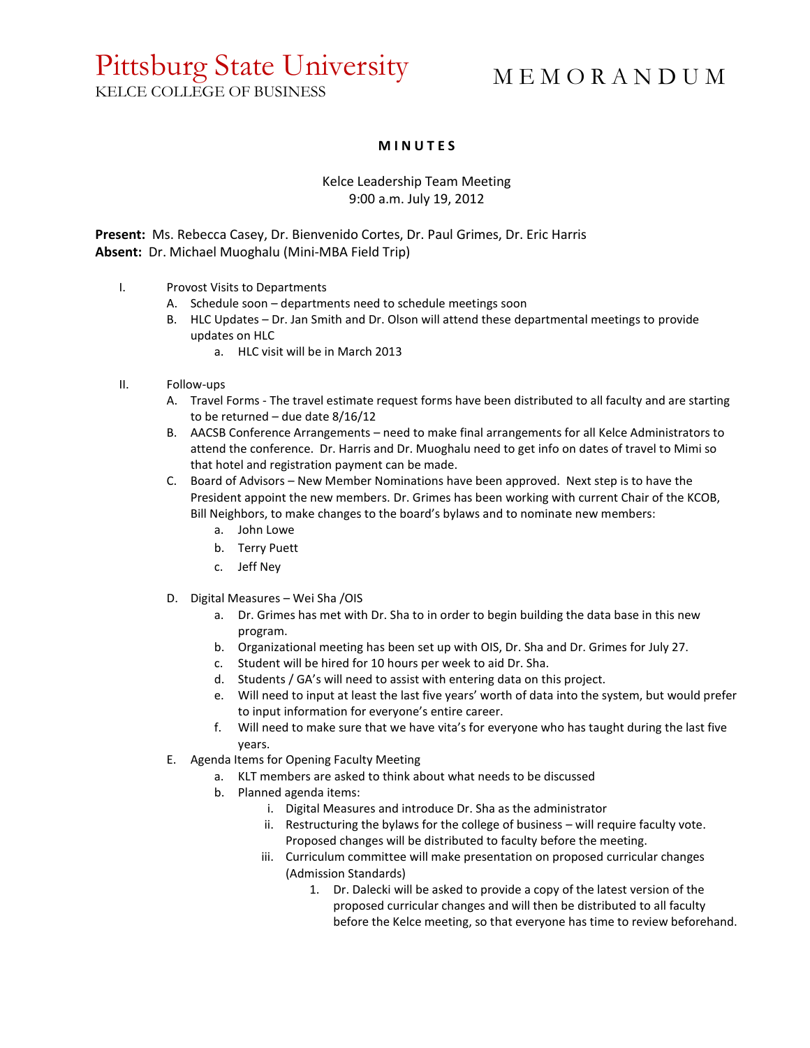# Pittsburg State University
KELCE COLLEGE OF BUSINESS

M E M O R A N D U M

**M I N U T E S**

Kelce Leadership Team Meeting
9:00 a.m. July 19, 2012

**Present:** Ms. Rebecca Casey, Dr. Bienvenido Cortes, Dr. Paul Grimes, Dr. Eric Harris
**Absent:** Dr. Michael Muoghalu (Mini-MBA Field Trip)

I. Provost Visits to Departments
   A. Schedule soon – departments need to schedule meetings soon
   B. HLC Updates – Dr. Jan Smith and Dr. Olson will attend these departmental meetings to provide updates on HLC
      a. HLC visit will be in March 2013

II. Follow-ups
   A. Travel Forms - The travel estimate request forms have been distributed to all faculty and are starting to be returned – due date 8/16/12
   B. AACSB Conference Arrangements – need to make final arrangements for all Kelce Administrators to attend the conference. Dr. Harris and Dr. Muoghalu need to get info on dates of travel to Mimi so that hotel and registration payment can be made.
   C. Board of Advisors – New Member Nominations have been approved. Next step is to have the President appoint the new members. Dr. Grimes has been working with current Chair of the KCOB, Bill Neighbors, to make changes to the board's bylaws and to nominate new members:
      a. John Lowe
      b. Terry Puett
      c. Jeff Ney
   D. Digital Measures – Wei Sha /OIS
      a. Dr. Grimes has met with Dr. Sha to in order to begin building the data base in this new program.
      b. Organizational meeting has been set up with OIS, Dr. Sha and Dr. Grimes for July 27.
      c. Student will be hired for 10 hours per week to aid Dr. Sha.
      d. Students / GA's will need to assist with entering data on this project.
      e. Will need to input at least the last five years' worth of data into the system, but would prefer to input information for everyone's entire career.
      f. Will need to make sure that we have vita's for everyone who has taught during the last five years.
   E. Agenda Items for Opening Faculty Meeting
      a. KLT members are asked to think about what needs to be discussed
      b. Planned agenda items:
         i. Digital Measures and introduce Dr. Sha as the administrator
         ii. Restructuring the bylaws for the college of business – will require faculty vote. Proposed changes will be distributed to faculty before the meeting.
         iii. Curriculum committee will make presentation on proposed curricular changes (Admission Standards)
            1. Dr. Dalecki will be asked to provide a copy of the latest version of the proposed curricular changes and will then be distributed to all faculty before the Kelce meeting, so that everyone has time to review beforehand.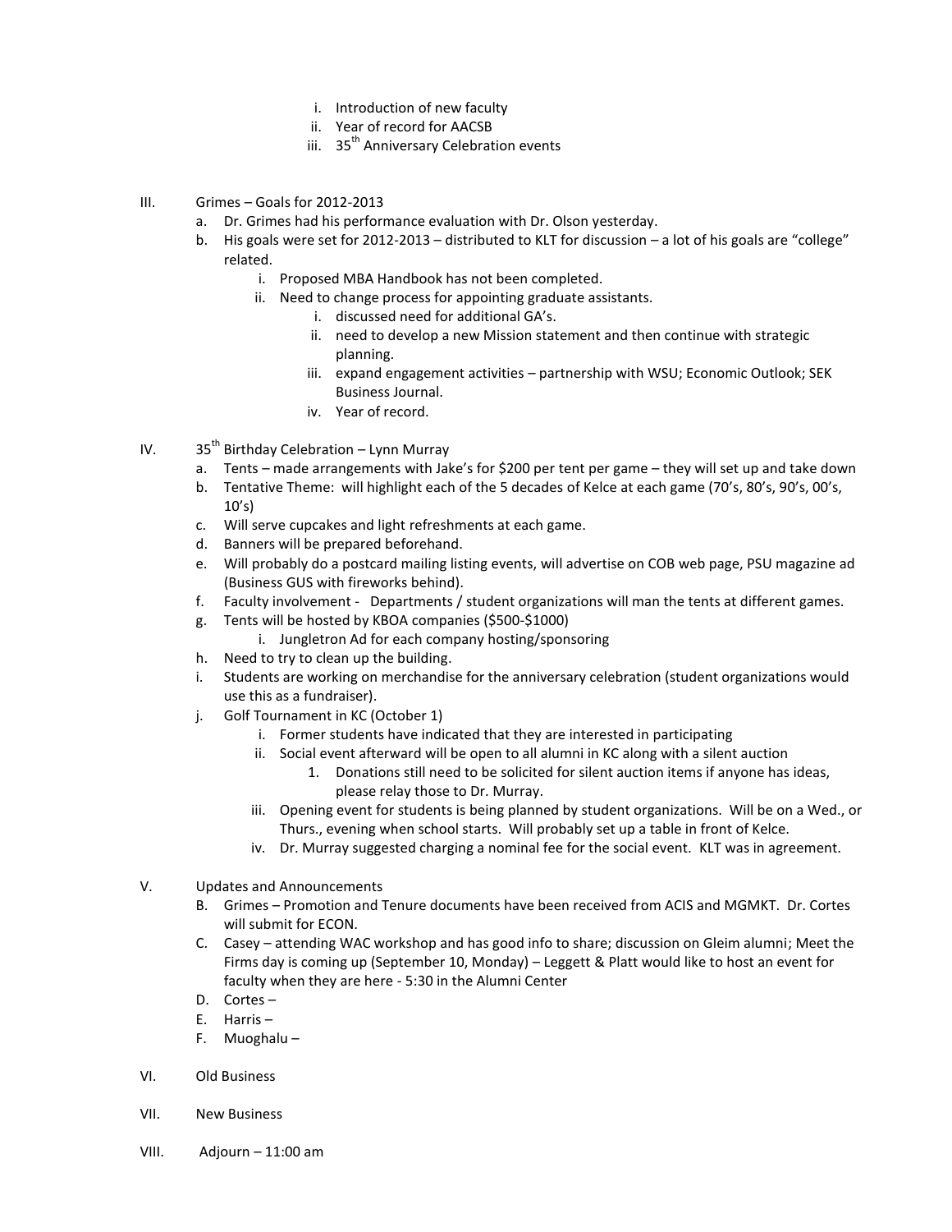i. Introduction of new faculty
   ii. Year of record for AACSB
   iii. 35th Anniversary Celebration events

III. Grimes – Goals for 2012-2013
   a. Dr. Grimes had his performance evaluation with Dr. Olson yesterday.
   b. His goals were set for 2012-2013 – distributed to KLT for discussion – a lot of his goals are "college" related.
      i. Proposed MBA Handbook has not been completed.
      ii. Need to change process for appointing graduate assistants.
         i. discussed need for additional GA's.
         ii. need to develop a new Mission statement and then continue with strategic planning.
         iii. expand engagement activities – partnership with WSU; Economic Outlook; SEK Business Journal.
         iv. Year of record.

IV. 35th Birthday Celebration – Lynn Murray
   a. Tents – made arrangements with Jake's for $200 per tent per game – they will set up and take down
   b. Tentative Theme: will highlight each of the 5 decades of Kelce at each game (70's, 80's, 90's, 00's, 10's)
   c. Will serve cupcakes and light refreshments at each game.
   d. Banners will be prepared beforehand.
   e. Will probably do a postcard mailing listing events, will advertise on COB web page, PSU magazine ad (Business GUS with fireworks behind).
   f. Faculty involvement - Departments / student organizations will man the tents at different games.
   g. Tents will be hosted by KBOA companies ($500-$1000)
      i. Jungletron Ad for each company hosting/sponsoring
   h. Need to try to clean up the building.
   i. Students are working on merchandise for the anniversary celebration (student organizations would use this as a fundraiser).
   j. Golf Tournament in KC (October 1)
      i. Former students have indicated that they are interested in participating
      ii. Social event afterward will be open to all alumni in KC along with a silent auction
         1. Donations still need to be solicited for silent auction items if anyone has ideas, please relay those to Dr. Murray.
      iii. Opening event for students is being planned by student organizations. Will be on a Wed., or Thurs., evening when school starts. Will probably set up a table in front of Kelce.
      iv. Dr. Murray suggested charging a nominal fee for the social event. KLT was in agreement.

V. Updates and Announcements
   B. Grimes – Promotion and Tenure documents have been received from ACIS and MGMKT. Dr. Cortes will submit for ECON.
   C. Casey – attending WAC workshop and has good info to share; discussion on Gleim alumni; Meet the Firms day is coming up (September 10, Monday) – Leggett & Platt would like to host an event for faculty when they are here - 5:30 in the Alumni Center
   D. Cortes –
   E. Harris –
   F. Muoghalu –

VI. Old Business

VII. New Business

VIII. Adjourn – 11:00 am